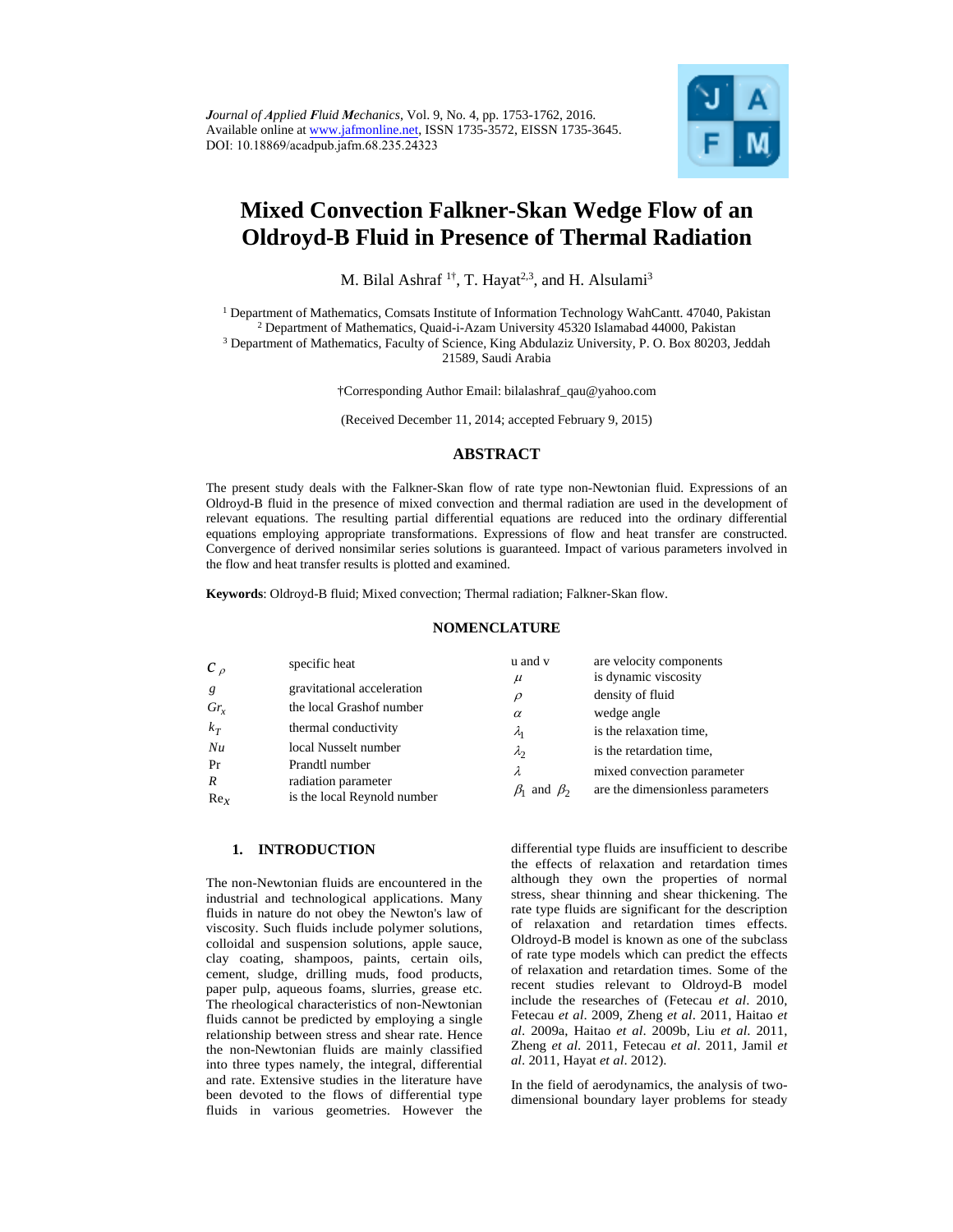*Journal of Applied Fluid Mechanics*, Vol. 9, No. 4, pp. 1753-1762, 2016.
Available online at www.jafmonline.net, ISSN 1735-3572, EISSN 1735-3645.
DOI: 10.18869/acadpub.jafm.68.235.24323

# Mixed Convection Falkner-Skan Wedge Flow of an Oldroyd-B Fluid in Presence of Thermal Radiation

M. Bilal Ashraf [1†], T. Hayat[2,3], and H. Alsulami[3]

[1] Department of Mathematics, Comsats Institute of Information Technology WahCantt. 47040, Pakistan
[2] Department of Mathematics, Quaid-i-Azam University 45320 Islamabad 44000, Pakistan
[3] Department of Mathematics, Faculty of Science, King Abdulaziz University, P. O. Box 80203, Jeddah 21589, Saudi Arabia

†Corresponding Author Email: bilalashraf_qau@yahoo.com

(Received December 11, 2014; accepted February 9, 2015)

## ABSTRACT

The present study deals with the Falkner-Skan flow of rate type non-Newtonian fluid. Expressions of an Oldroyd-B fluid in the presence of mixed convection and thermal radiation are used in the development of relevant equations. The resulting partial differential equations are reduced into the ordinary differential equations employing appropriate transformations. Expressions of flow and heat transfer are constructed. Convergence of derived nonsimilar series solutions is guaranteed. Impact of various parameters involved in the flow and heat transfer results is plotted and examined.

**Keywords**: Oldroyd-B fluid; Mixed convection; Thermal radiation; Falkner-Skan flow.

## NOMENCLATURE

| | | | |
|---|---|---|---|
| $c_p$ | specific heat | u and v | are velocity components |
| $g$ | gravitational acceleration | $\mu$ | is dynamic viscosity |
| $Gr_x$ | the local Grashof number | $\rho$ | density of fluid |
| $k_T$ | thermal conductivity | $\alpha$ | wedge angle |
| $Nu$ | local Nusselt number | $\lambda_1$ | is the relaxation time, |
| Pr | Prandtl number | $\lambda_2$ | is the retardation time, |
| $R$ | radiation parameter | $\lambda$ | mixed convection parameter |
| $\mathrm{Re}_x$ | is the local Reynold number | $\beta_1$ and $\beta_2$ | are the dimensionless parameters |

## 1. INTRODUCTION

The non-Newtonian fluids are encountered in the industrial and technological applications. Many fluids in nature do not obey the Newton's law of viscosity. Such fluids include polymer solutions, colloidal and suspension solutions, apple sauce, clay coating, shampoos, paints, certain oils, cement, sludge, drilling muds, food products, paper pulp, aqueous foams, slurries, grease etc. The rheological characteristics of non-Newtonian fluids cannot be predicted by employing a single relationship between stress and shear rate. Hence the non-Newtonian fluids are mainly classified into three types namely, the integral, differential and rate. Extensive studies in the literature have been devoted to the flows of differential type fluids in various geometries. However the differential type fluids are insufficient to describe the effects of relaxation and retardation times although they own the properties of normal stress, shear thinning and shear thickening. The rate type fluids are significant for the description of relaxation and retardation times effects. Oldroyd-B model is known as one of the subclass of rate type models which can predict the effects of relaxation and retardation times. Some of the recent studies relevant to Oldroyd-B model include the researches of (Fetecau *et al*. 2010, Fetecau *et al*. 2009, Zheng *et al*. 2011, Haitao *et al*. 2009a, Haitao *et al*. 2009b, Liu *et al*. 2011, Zheng *et al*. 2011, Fetecau *et al*. 2011, Jamil *et al*. 2011, Hayat *et al*. 2012).

In the field of aerodynamics, the analysis of two-dimensional boundary layer problems for steady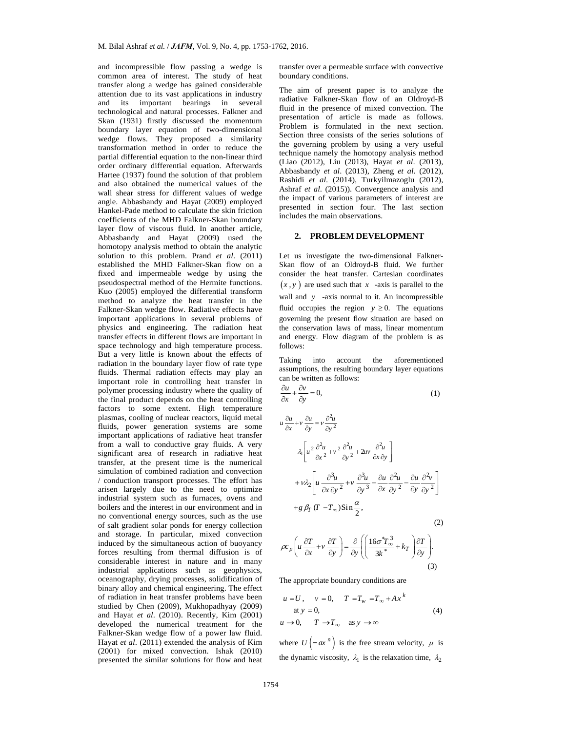and incompressible flow passing a wedge is common area of interest. The study of heat transfer along a wedge has gained considerable attention due to its vast applications in industry and its important bearings in several technological and natural processes. Falkner and Skan (1931) firstly discussed the momentum boundary layer equation of two-dimensional wedge flows. They proposed a similarity transformation method in order to reduce the partial differential equation to the non-linear third order ordinary differential equation. Afterwards Hartee (1937) found the solution of that problem and also obtained the numerical values of the wall shear stress for different values of wedge angle. Abbasbandy and Hayat (2009) employed Hankel-Pade method to calculate the skin friction coefficients of the MHD Falkner-Skan boundary layer flow of viscous fluid. In another article, Abbasbandy and Hayat (2009) used the homotopy analysis method to obtain the analytic solution to this problem. Prand *et al*. (2011) established the MHD Falkner-Skan flow on a fixed and impermeable wedge by using the pseudospectral method of the Hermite functions. Kuo (2005) employed the differential transform method to analyze the heat transfer in the Falkner-Skan wedge flow. Radiative effects have important applications in several problems of physics and engineering. The radiation heat transfer effects in different flows are important in space technology and high temperature process. But a very little is known about the effects of radiation in the boundary layer flow of rate type fluids. Thermal radiation effects may play an important role in controlling heat transfer in polymer processing industry where the quality of the final product depends on the heat controlling factors to some extent. High temperature plasmas, cooling of nuclear reactors, liquid metal fluids, power generation systems are some important applications of radiative heat transfer from a wall to conductive gray fluids. A very significant area of research in radiative heat transfer, at the present time is the numerical simulation of combined radiation and convection / conduction transport processes. The effort has arisen largely due to the need to optimize industrial system such as furnaces, ovens and boilers and the interest in our environment and in no conventional energy sources, such as the use of salt gradient solar ponds for energy collection and storage. In particular, mixed convection induced by the simultaneous action of buoyancy forces resulting from thermal diffusion is of considerable interest in nature and in many industrial applications such as geophysics, oceanography, drying processes, solidification of binary alloy and chemical engineering. The effect of radiation in heat transfer problems have been studied by Chen (2009), Mukhopadhyay (2009) and Hayat *et al*. (2010). Recently, Kim (2001) developed the numerical treatment for the Falkner-Skan wedge flow of a power law fluid. Hayat *et al*. (2011) extended the analysis of Kim (2001) for mixed convection. Ishak (2010) presented the similar solutions for flow and heat transfer over a permeable surface with convective boundary conditions.

The aim of present paper is to analyze the radiative Falkner-Skan flow of an Oldroyd-B fluid in the presence of mixed convection. The presentation of article is made as follows. Problem is formulated in the next section. Section three consists of the series solutions of the governing problem by using a very useful technique namely the homotopy analysis method (Liao (2012), Liu (2013), Hayat *et al*. (2013), Abbasbandy *et al*. (2013), Zheng *et al*. (2012), Rashidi *et al*. (2014), Turkyilmazoglu (2012), Ashraf *et al*. (2015)). Convergence analysis and the impact of various parameters of interest are presented in section four. The last section includes the main observations.

## 2. PROBLEM DEVELOPMENT

Let us investigate the two-dimensional Falkner-Skan flow of an Oldroyd-B fluid. We further consider the heat transfer. Cartesian coordinates $(x, y)$ are used such that $x$ -axis is parallel to the wall and $y$ -axis normal to it. An incompressible fluid occupies the region $y \geq 0$. The equations governing the present flow situation are based on the conservation laws of mass, linear momentum and energy. Flow diagram of the problem is as follows:

Taking into account the aforementioned assumptions, the resulting boundary layer equations can be written as follows:

$$\frac{\partial u}{\partial x}+\frac{\partial v}{\partial y}=0, \tag{1}$$

$$\begin{aligned} u\frac{\partial u}{\partial x}+v\frac{\partial u}{\partial y} &= \nu\frac{\partial^2 u}{\partial y^2} \\ &-\lambda_1\left[u^2\frac{\partial^2 u}{\partial x^2}+v^2\frac{\partial^2 u}{\partial y^2}+2uv\frac{\partial^2 u}{\partial x\partial y}\right] \\ &+\nu\lambda_2\left[u\frac{\partial^3 u}{\partial x\partial y^2}+v\frac{\partial^3 u}{\partial y^3}-\frac{\partial u}{\partial x}\frac{\partial^2 u}{\partial y^2}-\frac{\partial u}{\partial y}\frac{\partial^2 v}{\partial y^2}\right] \\ &+g\beta_T(T-T_\infty)\mathrm{Sin}\frac{\alpha}{2}, \end{aligned} \tag{2}$$

$$\rho c_p\left(u\frac{\partial T}{\partial x}+v\frac{\partial T}{\partial y}\right)=\frac{\partial}{\partial y}\left(\left(\frac{16\sigma^* T_\infty^3}{3k^*}+k_T\right)\frac{\partial T}{\partial y}\right). \tag{3}$$

The appropriate boundary conditions are

$$\begin{aligned} &u=U, \quad v=0, \quad T=T_w=T_\infty+Ax^k \\ &\quad \text{at } y=0, \\ &u\to 0, \quad T\to T_\infty \quad \text{as } y\to\infty \end{aligned} \tag{4}$$

where $U\left(=ax^n\right)$ is the free stream velocity, $\mu$ is the dynamic viscosity, $\lambda_1$ is the relaxation time, $\lambda_2$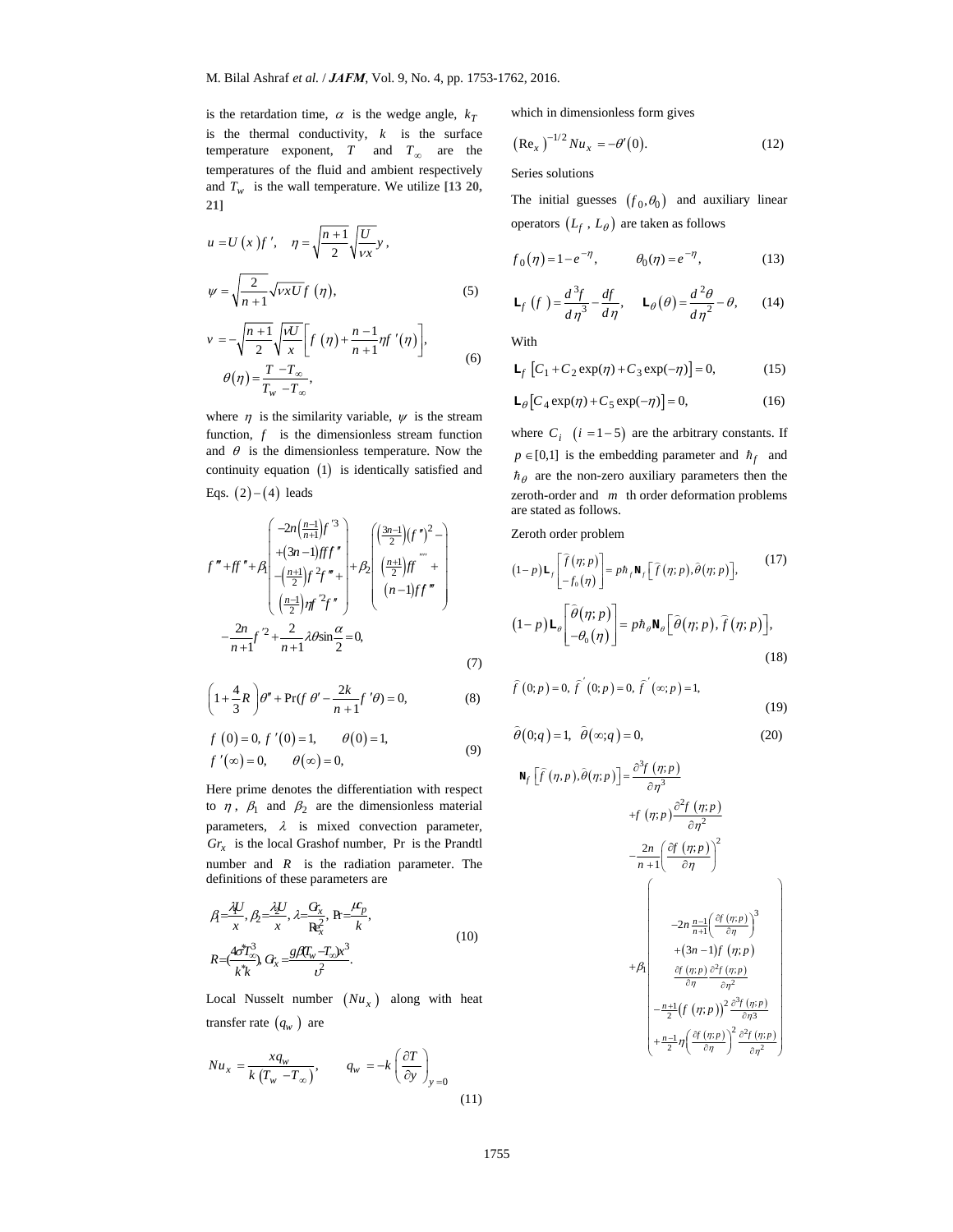is the retardation time, $\alpha$ is the wedge angle, $k_T$ is the thermal conductivity, $k$ is the surface temperature exponent, $T$ and $T_\infty$ are the temperatures of the fluid and ambient respectively and $T_w$ is the wall temperature. We utilize **[13 20, 21]**

$$u = U(x)f', \quad \eta = \sqrt{\frac{n+1}{2}}\sqrt{\frac{U}{\nu x}}y,$$

$$\psi = \sqrt{\frac{2}{n+1}}\sqrt{\nu x U}f(\eta), \tag{5}$$

$$v = -\sqrt{\frac{n+1}{2}}\sqrt{\frac{\nu U}{x}}\left[f(\eta) + \frac{n-1}{n+1}\eta f'(\eta)\right],$$
$$\theta(\eta) = \frac{T - T_\infty}{T_w - T_\infty}, \tag{6}$$

where $\eta$ is the similarity variable, $\psi$ is the stream function, $f$ is the dimensionless stream function and $\theta$ is the dimensionless temperature. Now the continuity equation $(1)$ is identically satisfied and Eqs. $(2)-(4)$ leads

$$f''' + ff'' + \beta_1\begin{pmatrix} -2n\left(\frac{n-1}{n+1}\right)f'^3 \\ +(3n-1)ff'f'' \\ -\left(\frac{n+1}{2}\right)f^2 f''' + \\ \left(\frac{n-1}{2}\right)\eta f'^2 f'' \end{pmatrix} + \beta_2\begin{pmatrix} \left(\frac{3n-1}{2}\right)(f'')^2 - \\ \left(\frac{n+1}{2}\right)ff'''' + \\ (n-1)ff''' \end{pmatrix}$$
$$-\frac{2n}{n+1}f'^2 + \frac{2}{n+1}\lambda\theta\sin\frac{\alpha}{2} = 0, \tag{7}$$

$$\left(1 + \frac{4}{3}R\right)\theta'' + \Pr(f\theta' - \frac{2k}{n+1}f'\theta) = 0, \tag{8}$$

$$f(0) = 0,\ f'(0) = 1, \qquad \theta(0) = 1,$$
$$f'(\infty) = 0, \qquad \theta(\infty) = 0, \tag{9}$$

Here prime denotes the differentiation with respect to $\eta$, $\beta_1$ and $\beta_2$ are the dimensionless material parameters, $\lambda$ is mixed convection parameter, $Gr_x$ is the local Grashof number, $\Pr$ is the Prandtl number and $R$ is the radiation parameter. The definitions of these parameters are

$$\beta_1 = \frac{\lambda_1 U}{x},\ \beta_2 = \frac{\lambda_2 U}{x},\ \lambda = \frac{Gr_x}{\mathrm{Re}_x^2},\ \Pr = \frac{\mu c_p}{k},$$
$$R = \left(\frac{4\sigma^* T_\infty^3}{k^* k}\right),\ Gr_x = \frac{g\beta(T_w - T_\infty)x^3}{\upsilon^2}. \tag{10}$$

Local Nusselt number $(Nu_x)$ along with heat transfer rate $(q_w)$ are

$$Nu_x = \frac{xq_w}{k(T_w - T_\infty)}, \qquad q_w = -k\left(\frac{\partial T}{\partial y}\right)_{y=0} \tag{11}$$

which in dimensionless form gives

$$(\mathrm{Re}_x)^{-1/2}Nu_x = -\theta'(0). \tag{12}$$

Series solutions

The initial guesses $(f_0, \theta_0)$ and auxiliary linear operators $(L_f, L_\theta)$ are taken as follows

$$f_0(\eta) = 1 - e^{-\eta}, \qquad \theta_0(\eta) = e^{-\eta}, \tag{13}$$

$$\mathbf{L}_f(f) = \frac{d^3 f}{d\eta^3} - \frac{df}{d\eta}, \quad \mathbf{L}_\theta(\theta) = \frac{d^2\theta}{d\eta^2} - \theta, \tag{14}$$

With

$$\mathbf{L}_f\left[C_1 + C_2\exp(\eta) + C_3\exp(-\eta)\right] = 0, \tag{15}$$

$$\mathbf{L}_\theta\left[C_4\exp(\eta) + C_5\exp(-\eta)\right] = 0, \tag{16}$$

where $C_i \ (i = 1-5)$ are the arbitrary constants. If $p \in [0,1]$ is the embedding parameter and $\hbar_f$ and $\hbar_\theta$ are the non-zero auxiliary parameters then the zeroth-order and $m$ th order deformation problems are stated as follows.

Zeroth order problem

$$(1-p)\mathbf{L}_f\begin{bmatrix}\hat{f}(\eta;p) \\ -f_0(\eta)\end{bmatrix} = p\hbar_f\mathbf{N}_f\left[\hat{f}(\eta;p), \hat{\theta}(\eta;p)\right], \tag{17}$$

$$(1-p)\mathbf{L}_\theta\begin{bmatrix}\hat{\theta}(\eta;p) \\ -\theta_0(\eta)\end{bmatrix} = p\hbar_\theta\mathbf{N}_\theta\left[\hat{\theta}(\eta;p), \hat{f}(\eta;p)\right], \tag{18}$$

$$\hat{f}(0;p) = 0,\ \hat{f}'(0;p) = 0,\ \hat{f}'(\infty;p) = 1, \tag{19}$$

$$\hat{\theta}(0;q) = 1,\ \hat{\theta}(\infty;q) = 0, \tag{20}$$

$$\mathbf{N}_f\left[\hat{f}(\eta,p), \hat{\theta}(\eta;p)\right] = \frac{\partial^3 f(\eta;p)}{\partial\eta^3}$$
$$+ f(\eta;p)\frac{\partial^2 f(\eta;p)}{\partial\eta^2}$$
$$-\frac{2n}{n+1}\left(\frac{\partial f(\eta;p)}{\partial\eta}\right)^2$$
$$+\beta_1\begin{pmatrix} -2n\frac{n-1}{n+1}\left(\frac{\partial f(\eta;p)}{\partial\eta}\right)^3 \\ +(3n-1)f(\eta;p) \\ \frac{\partial f(\eta;p)}{\partial\eta}\frac{\partial^2 f(\eta;p)}{\partial\eta^2} \\ -\frac{n+1}{2}(f(\eta;p))^2\frac{\partial^3 f(\eta;p)}{\partial\eta^3} \\ +\frac{n-1}{2}\eta\left(\frac{\partial f(\eta;p)}{\partial\eta}\right)^2\frac{\partial^2 f(\eta;p)}{\partial\eta^2} \end{pmatrix}$$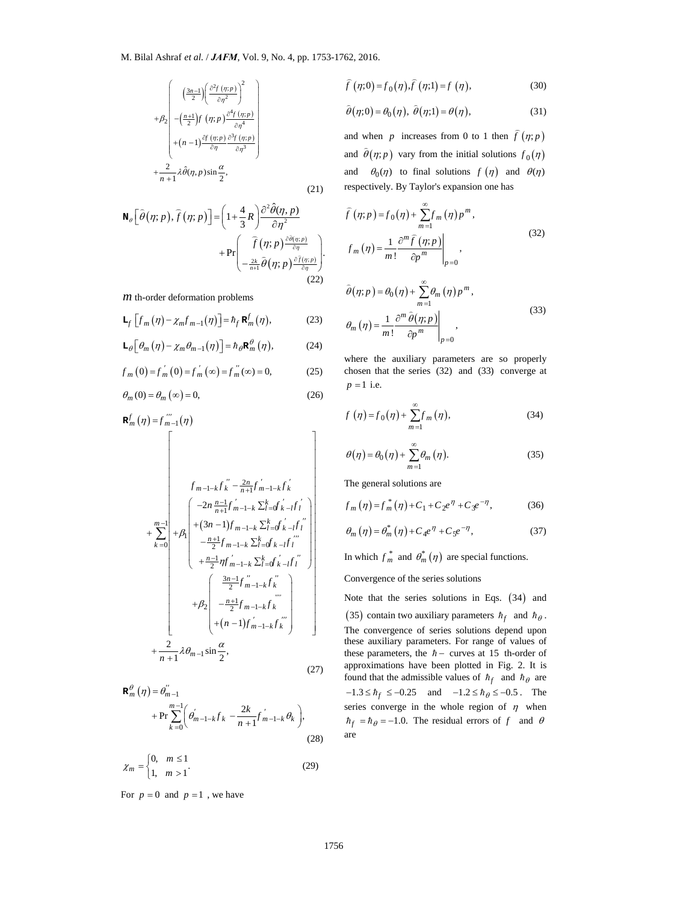$$
+\beta_2\begin{pmatrix}\left(\frac{3n-1}{2}\right)\left(\frac{\partial^2 \hat{f}(\eta;p)}{\partial\eta^2}\right)^2\\ -\left(\frac{n+1}{2}\right)\hat{f}(\eta;p)\frac{\partial^4 \hat{f}(\eta;p)}{\partial\eta^4}\\ +(n-1)\frac{\partial \hat{f}(\eta;p)}{\partial\eta}\frac{\partial^3 \hat{f}(\eta;p)}{\partial\eta^3}\end{pmatrix}
+\frac{2}{n+1}\lambda\hat{\theta}(\eta,p)\sin\frac{\alpha}{2}, \tag{21}
$$

$$
\mathbf{N}_\theta\left[\hat{\theta}(\eta;p),\hat{f}(\eta;p)\right]=\left(1+\frac{4}{3}R\right)\frac{\partial^2\hat{\theta}(\eta,p)}{\partial\eta^2}+\Pr\begin{pmatrix}\hat{f}(\eta;p)\frac{\partial\hat{\theta}(\eta;p)}{\partial\eta}\\ -\frac{2k}{n+1}\hat{\theta}(\eta;p)\frac{\partial\hat{f}(\eta;p)}{\partial\eta}\end{pmatrix}. \tag{22}
$$

$m$ th-order deformation problems

$$
\mathbf{L}_f\left[f_m(\eta)-\chi_m f_{m-1}(\eta)\right]=\hbar_f\mathbf{R}_m^f(\eta), \tag{23}
$$

$$
\mathbf{L}_\theta\left[\theta_m(\eta)-\chi_m\theta_{m-1}(\eta)\right]=\hbar_\theta\mathbf{R}_m^\theta(\eta), \tag{24}
$$

$$
f_m(0)=f_m'(0)=f_m'(\infty)=f_m''(\infty)=0, \tag{25}
$$

$$
\theta_m(0)=\theta_m(\infty)=0, \tag{26}
$$

$$
\mathbf{R}_m^f(\eta)=f_{m-1}'''(\eta)+\sum_{k=0}^{m-1}\left[\begin{array}{l} f_{m-1-k}f_k''-\frac{2n}{n+1}f_{m-1-k}'f_k' \\ +\beta_1\begin{pmatrix}-2n\frac{n-1}{n+1}f_{m-1-k}'\sum_{l=0}^{k}f_{k-l}'f_l'\\ +(3n-1)f_{m-1-k}\sum_{l=0}^{k}f_{k-l}'f_l''\\ -\frac{n+1}{2}f_{m-1-k}\sum_{l=0}^{k}f_{k-l}f_l'''\\ +\frac{n-1}{2}\eta f_{m-1-k}'\sum_{l=0}^{k}f_{k-l}'f_l''\end{pmatrix} \\ +\beta_2\begin{pmatrix}\frac{3n-1}{2}f_{m-1-k}''f_k''\\ -\frac{n+1}{2}f_{m-1-k}f_k''''\\ +(n-1)f_{m-1-k}'f_k'''\end{pmatrix}\end{array}\right]+\frac{2}{n+1}\lambda\theta_{m-1}\sin\frac{\alpha}{2}, \tag{27}
$$

$$
\mathbf{R}_m^\theta(\eta)=\theta_{m-1}''+\Pr\sum_{k=0}^{m-1}\left(\theta_{m-1-k}'f_k-\frac{2k}{n+1}f_{m-1-k}'\theta_k\right), \tag{28}
$$

$$
\chi_m=\begin{cases}0, & m\le 1\\ 1, & m>1\end{cases}. \tag{29}
$$

For $p=0$ and $p=1$ , we have

$$
\hat{f}(\eta;0)=f_0(\eta),\hat{f}(\eta;1)=f(\eta), \tag{30}
$$

$$
\hat{\theta}(\eta;0)=\theta_0(\eta),\ \hat{\theta}(\eta;1)=\theta(\eta), \tag{31}
$$

and when $p$ increases from 0 to 1 then $\hat{f}(\eta;p)$ and $\hat{\theta}(\eta;p)$ vary from the initial solutions $f_0(\eta)$ and $\theta_0(\eta)$ to final solutions $f(\eta)$ and $\theta(\eta)$ respectively. By Taylor's expansion one has

$$
\hat{f}(\eta;p)=f_0(\eta)+\sum_{m=1}^{\infty}f_m(\eta)p^m,\qquad f_m(\eta)=\frac{1}{m!}\frac{\partial^m\hat{f}(\eta;p)}{\partial p^m}\bigg|_{p=0}, \tag{32}
$$

$$
\hat{\theta}(\eta;p)=\theta_0(\eta)+\sum_{m=1}^{\infty}\theta_m(\eta)p^m,\qquad \theta_m(\eta)=\frac{1}{m!}\frac{\partial^m\hat{\theta}(\eta;p)}{\partial p^m}\bigg|_{p=0}, \tag{33}
$$

where the auxiliary parameters are so properly chosen that the series (32) and (33) converge at $p=1$ i.e.

$$
f(\eta)=f_0(\eta)+\sum_{m=1}^{\infty}f_m(\eta), \tag{34}
$$

$$
\theta(\eta)=\theta_0(\eta)+\sum_{m=1}^{\infty}\theta_m(\eta). \tag{35}
$$

The general solutions are

$$
f_m(\eta)=f_m^*(\eta)+C_1+C_2e^{\eta}+C_3e^{-\eta}, \tag{36}
$$

$$
\theta_m(\eta)=\theta_m^*(\eta)+C_4e^{\eta}+C_5e^{-\eta}, \tag{37}
$$

In which $f_m^*$ and $\theta_m^*(\eta)$ are special functions.

Convergence of the series solutions

Note that the series solutions in Eqs. $(34)$ and $(35)$ contain two auxiliary parameters $\hbar_f$ and $\hbar_\theta$. The convergence of series solutions depend upon these auxiliary parameters. For range of values of these parameters, the $\hbar-$ curves at 15 th-order of approximations have been plotted in Fig. 2. It is found that the admissible values of $\hbar_f$ and $\hbar_\theta$ are $-1.3\le\hbar_f\le-0.25$ and $-1.2\le\hbar_\theta\le-0.5$. The series converge in the whole region of $\eta$ when $\hbar_f=\hbar_\theta=-1.0$. The residual errors of $f$ and $\theta$ are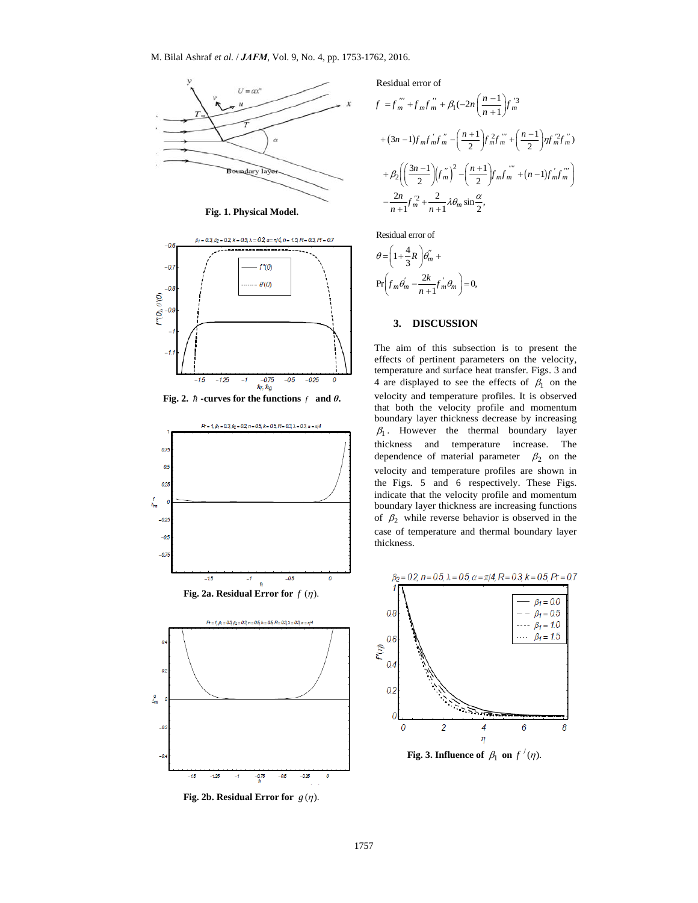Fig. 1. Physical Model.

Fig. 2. $\hbar$ -curves for the functions $f$ and $\theta$.

Fig. 2a. Residual Error for $f(\eta)$.

Fig. 2b. Residual Error for $g(\eta)$.

Residual error of

$$f = f_m''' + f_m f_m'' + \beta_1(-2n\left(\frac{n-1}{n+1}\right)f_m'^3 + (3n-1)f_m f_m' f_m'' - \left(\frac{n+1}{2}\right)f_m^2 f_m''' + \left(\frac{n-1}{2}\right)\eta f_m'^2 f_m'') + \beta_2\left(\left(\frac{3n-1}{2}\right)\left(f_m''\right)^2 - \left(\frac{n+1}{2}\right)f_m f_m'''' + (n-1)f_m' f_m'''\right) - \frac{2n}{n+1}f_m'^2 + \frac{2}{n+1}\lambda\theta_m \sin\frac{\alpha}{2},$$

Residual error of

$$\theta = \left(1+\frac{4}{3}R\right)\theta_m'' + \Pr\left(f_m\theta_m' - \frac{2k}{n+1}f_m'\theta_m\right) = 0,$$

## 3. DISCUSSION

The aim of this subsection is to present the effects of pertinent parameters on the velocity, temperature and surface heat transfer. Figs. 3 and 4 are displayed to see the effects of $\beta_1$ on the velocity and temperature profiles. It is observed that both the velocity profile and momentum boundary layer thickness decrease by increasing $\beta_1$. However the thermal boundary layer thickness and temperature increase. The dependence of material parameter $\beta_2$ on the velocity and temperature profiles are shown in the Figs. 5 and 6 respectively. These Figs. indicate that the velocity profile and momentum boundary layer thickness are increasing functions of $\beta_2$ while reverse behavior is observed in the case of temperature and thermal boundary layer thickness.

Fig. 3. Influence of $\beta_1$ on $f'(\eta)$.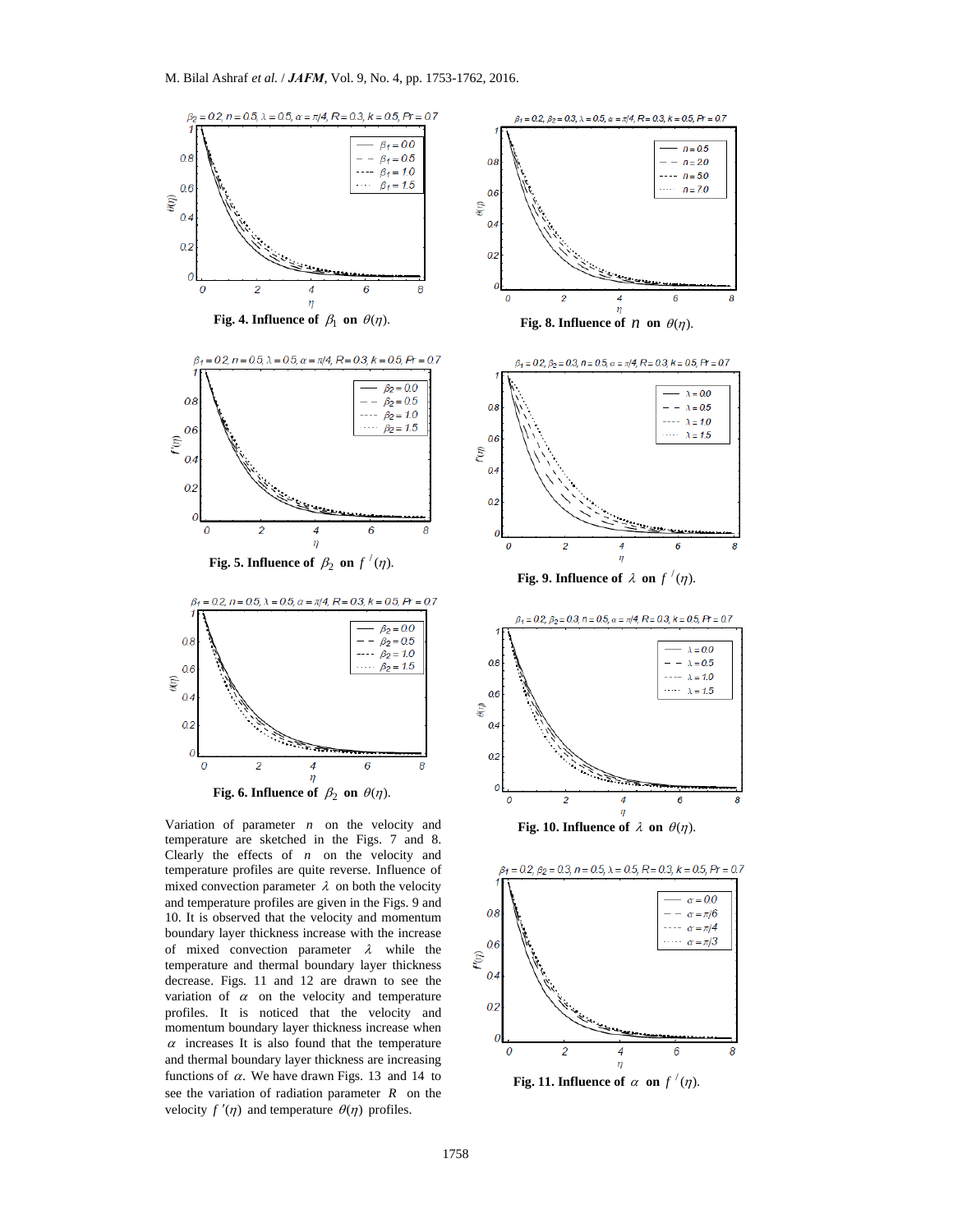Fig. 4. Influence of $\beta_1$ on $\theta(\eta)$.

Fig. 5. Influence of $\beta_2$ on $f'(\eta)$.

Fig. 6. Influence of $\beta_2$ on $\theta(\eta)$.

Variation of parameter $n$ on the velocity and temperature are sketched in the Figs. 7 and 8. Clearly the effects of $n$ on the velocity and temperature profiles are quite reverse. Influence of mixed convection parameter $\lambda$ on both the velocity and temperature profiles are given in the Figs. 9 and 10. It is observed that the velocity and momentum boundary layer thickness increase with the increase of mixed convection parameter $\lambda$ while the temperature and thermal boundary layer thickness decrease. Figs. 11 and 12 are drawn to see the variation of $\alpha$ on the velocity and temperature profiles. It is noticed that the velocity and momentum boundary layer thickness increase when $\alpha$ increases It is also found that the temperature and thermal boundary layer thickness are increasing functions of $\alpha$. We have drawn Figs. 13 and 14 to see the variation of radiation parameter $R$ on the velocity $f'(\eta)$ and temperature $\theta(\eta)$ profiles.

Fig. 8. Influence of $n$ on $\theta(\eta)$.

Fig. 9. Influence of $\lambda$ on $f'(\eta)$.

Fig. 10. Influence of $\lambda$ on $\theta(\eta)$.

Fig. 11. Influence of $\alpha$ on $f'(\eta)$.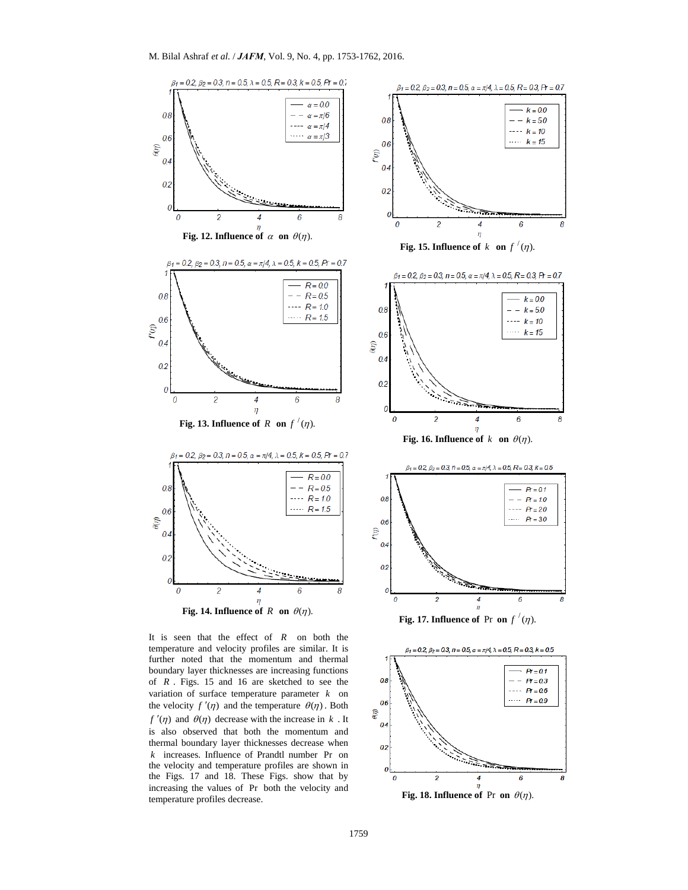Fig. 12. Influence of $\alpha$ on $\theta(\eta)$.

Fig. 13. Influence of $R$ on $f'(\eta)$.

Fig. 14. Influence of $R$ on $\theta(\eta)$.

It is seen that the effect of $R$ on both the temperature and velocity profiles are similar. It is further noted that the momentum and thermal boundary layer thicknesses are increasing functions of $R$. Figs. 15 and 16 are sketched to see the variation of surface temperature parameter $k$ on the velocity $f'(\eta)$ and the temperature $\theta(\eta)$. Both $f'(\eta)$ and $\theta(\eta)$ decrease with the increase in $k$. It is also observed that both the momentum and thermal boundary layer thicknesses decrease when $k$ increases. Influence of Prandtl number Pr on the velocity and temperature profiles are shown in the Figs. 17 and 18. These Figs. show that by increasing the values of Pr both the velocity and temperature profiles decrease.

Fig. 15. Influence of $k$ on $f'(\eta)$.

Fig. 16. Influence of $k$ on $\theta(\eta)$.

Fig. 17. Influence of Pr on $f'(\eta)$.

Fig. 18. Influence of Pr on $\theta(\eta)$.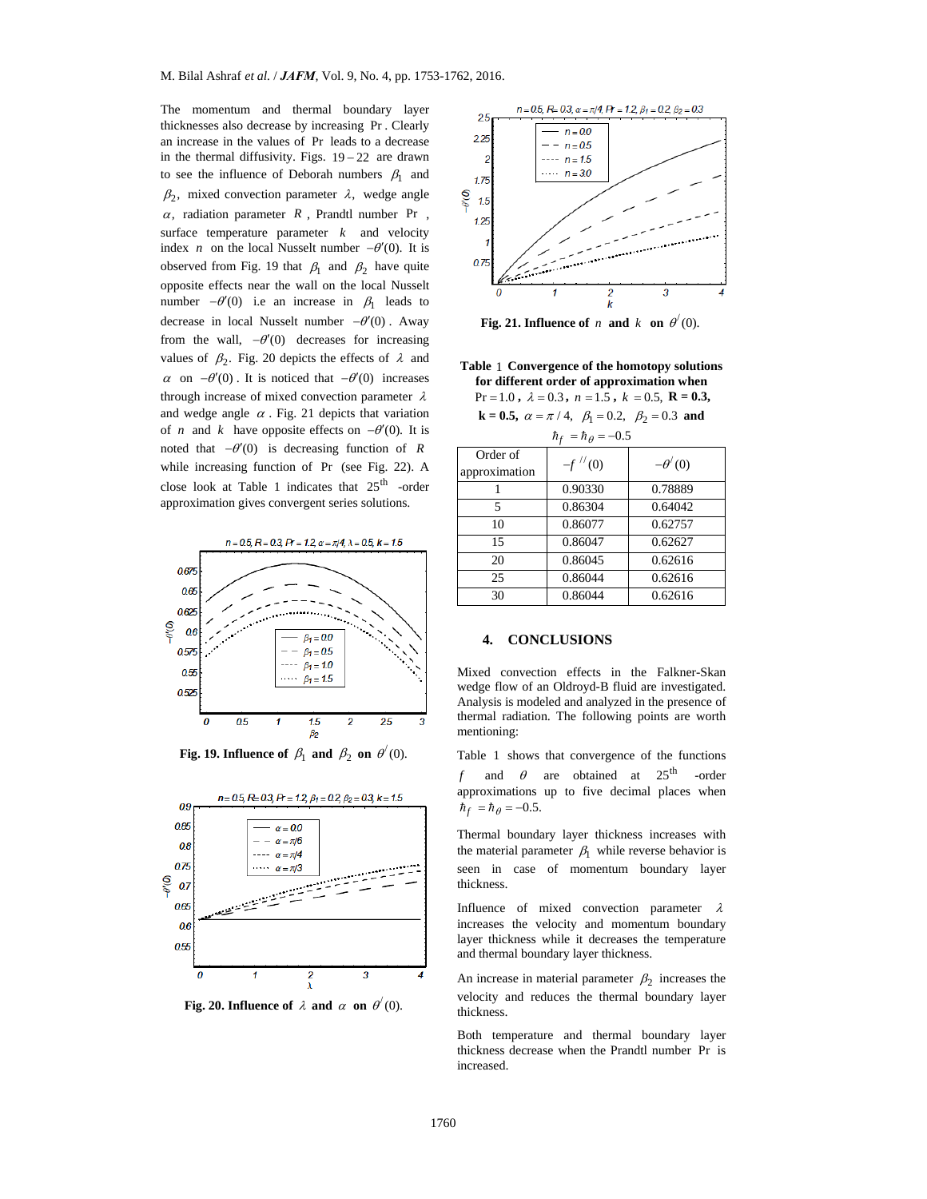The momentum and thermal boundary layer thicknesses also decrease by increasing Pr. Clearly an increase in the values of Pr leads to a decrease in the thermal diffusivity. Figs. 19 – 22 are drawn to see the influence of Deborah numbers $\beta_1$ and $\beta_2$, mixed convection parameter $\lambda$, wedge angle $\alpha$, radiation parameter $R$, Prandtl number Pr, surface temperature parameter $k$ and velocity index $n$ on the local Nusselt number $-\theta'(0)$. It is observed from Fig. 19 that $\beta_1$ and $\beta_2$ have quite opposite effects near the wall on the local Nusselt number $-\theta'(0)$ i.e an increase in $\beta_1$ leads to decrease in local Nusselt number $-\theta'(0)$. Away from the wall, $-\theta'(0)$ decreases for increasing values of $\beta_2$. Fig. 20 depicts the effects of $\lambda$ and $\alpha$ on $-\theta'(0)$. It is noticed that $-\theta'(0)$ increases through increase of mixed convection parameter $\lambda$ and wedge angle $\alpha$. Fig. 21 depicts that variation of $n$ and $k$ have opposite effects on $-\theta'(0)$. It is noted that $-\theta'(0)$ is decreasing function of $R$ while increasing function of Pr (see Fig. 22). A close look at Table 1 indicates that 25th -order approximation gives convergent series solutions.

**Fig. 19. Influence of $\beta_1$ and $\beta_2$ on $\theta'(0)$.**

**Fig. 20. Influence of $\lambda$ and $\alpha$ on $\theta'(0)$.**

**Fig. 21. Influence of $n$ and $k$ on $\theta'(0)$.**

**Table 1 Convergence of the homotopy solutions for different order of approximation when** $\Pr = 1.0$, $\lambda = 0.3$, $n = 1.5$, $k = 0.5$, $R = 0.3$, $k = 0.5$, $\alpha = \pi/4$, $\beta_1 = 0.2$, $\beta_2 = 0.3$ **and** $\hbar_f = \hbar_\theta = -0.5$

| Order of approximation | $-f''(0)$ | $-\theta'(0)$ |
|---|---|---|
| 1 | 0.90330 | 0.78889 |
| 5 | 0.86304 | 0.64042 |
| 10 | 0.86077 | 0.62757 |
| 15 | 0.86047 | 0.62627 |
| 20 | 0.86045 | 0.62616 |
| 25 | 0.86044 | 0.62616 |
| 30 | 0.86044 | 0.62616 |

## 4. CONCLUSIONS

Mixed convection effects in the Falkner-Skan wedge flow of an Oldroyd-B fluid are investigated. Analysis is modeled and analyzed in the presence of thermal radiation. The following points are worth mentioning:

Table 1 shows that convergence of the functions $f$ and $\theta$ are obtained at 25th -order approximations up to five decimal places when $\hbar_f = \hbar_\theta = -0.5$.

Thermal boundary layer thickness increases with the material parameter $\beta_1$ while reverse behavior is seen in case of momentum boundary layer thickness.

Influence of mixed convection parameter $\lambda$ increases the velocity and momentum boundary layer thickness while it decreases the temperature and thermal boundary layer thickness.

An increase in material parameter $\beta_2$ increases the velocity and reduces the thermal boundary layer thickness.

Both temperature and thermal boundary layer thickness decrease when the Prandtl number Pr is increased.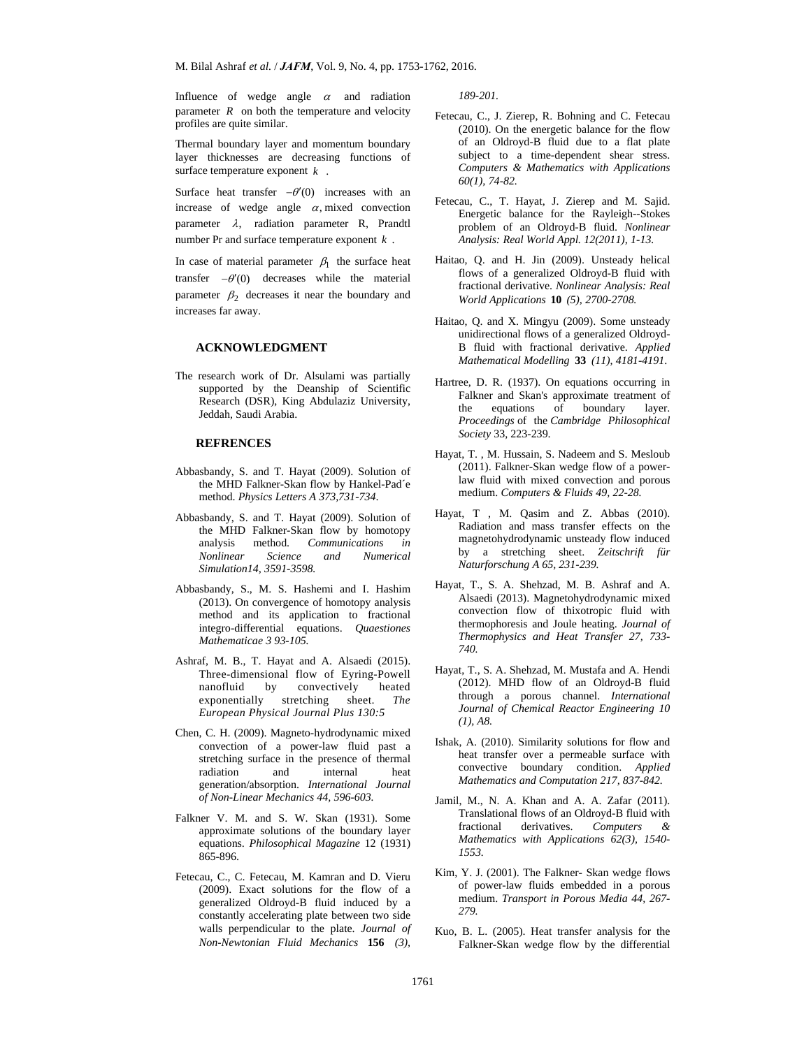Influence of wedge angle $\alpha$ and radiation parameter $R$ on both the temperature and velocity profiles are quite similar.

Thermal boundary layer and momentum boundary layer thicknesses are decreasing functions of surface temperature exponent $k$ .

Surface heat transfer $-\theta'(0)$ increases with an increase of wedge angle $\alpha$, mixed convection parameter $\lambda$, radiation parameter R, Prandtl number Pr and surface temperature exponent $k$ .

In case of material parameter $\beta_1$ the surface heat transfer $-\theta'(0)$ decreases while the material parameter $\beta_2$ decreases it near the boundary and increases far away.

## ACKNOWLEDGMENT

The research work of Dr. Alsulami was partially supported by the Deanship of Scientific Research (DSR), King Abdulaziz University, Jeddah, Saudi Arabia.

## REFRENCES

Abbasbandy, S. and T. Hayat (2009). Solution of the MHD Falkner-Skan flow by Hankel-Pad´e method. *Physics Letters A 373,731-734.*

Abbasbandy, S. and T. Hayat (2009). Solution of the MHD Falkner-Skan flow by homotopy analysis method. *Communications in Nonlinear Science and Numerical Simulation14, 3591-3598.*

Abbasbandy, S., M. S. Hashemi and I. Hashim (2013). On convergence of homotopy analysis method and its application to fractional integro-differential equations. *Quaestiones Mathematicae 3 93-105.*

Ashraf, M. B., T. Hayat and A. Alsaedi (2015). Three-dimensional flow of Eyring-Powell nanofluid by convectively heated exponentially stretching sheet. *The European Physical Journal Plus 130:5*

Chen, C. H. (2009). Magneto-hydrodynamic mixed convection of a power-law fluid past a stretching surface in the presence of thermal radiation and internal heat generation/absorption. *International Journal of Non-Linear Mechanics 44, 596-603.*

Falkner V. M. and S. W. Skan (1931). Some approximate solutions of the boundary layer equations. *Philosophical Magazine* 12 (1931) 865-896.

Fetecau, C., C. Fetecau, M. Kamran and D. Vieru (2009). Exact solutions for the flow of a generalized Oldroyd-B fluid induced by a constantly accelerating plate between two side walls perpendicular to the plate. *Journal of Non-Newtonian Fluid Mechanics* **156** *(3), 189-201.*

Fetecau, C., J. Zierep, R. Bohning and C. Fetecau (2010). On the energetic balance for the flow of an Oldroyd-B fluid due to a flat plate subject to a time-dependent shear stress. *Computers & Mathematics with Applications 60(1), 74-82.*

Fetecau, C., T. Hayat, J. Zierep and M. Sajid. Energetic balance for the Rayleigh--Stokes problem of an Oldroyd-B fluid. *Nonlinear Analysis: Real World Appl. 12(2011), 1-13.*

Haitao, Q. and H. Jin (2009). Unsteady helical flows of a generalized Oldroyd-B fluid with fractional derivative. *Nonlinear Analysis: Real World Applications* **10** *(5), 2700-2708.*

Haitao, Q. and X. Mingyu (2009). Some unsteady unidirectional flows of a generalized Oldroyd-B fluid with fractional derivative. *Applied Mathematical Modelling* **33** *(11), 4181-4191.*

Hartree, D. R. (1937). On equations occurring in Falkner and Skan's approximate treatment of the equations of boundary layer. *Proceedings* of the *Cambridge Philosophical Society* 33, 223-239.

Hayat, T. , M. Hussain, S. Nadeem and S. Mesloub (2011). Falkner-Skan wedge flow of a power-law fluid with mixed convection and porous medium. *Computers & Fluids 49, 22-28.*

Hayat, T , M. Qasim and Z. Abbas (2010). Radiation and mass transfer effects on the magnetohydrodynamic unsteady flow induced by a stretching sheet. *Zeitschrift für Naturforschung A 65, 231-239.*

Hayat, T., S. A. Shehzad, M. B. Ashraf and A. Alsaedi (2013). Magnetohydrodynamic mixed convection flow of thixotropic fluid with thermophoresis and Joule heating. *Journal of Thermophysics and Heat Transfer 27, 733-740.*

Hayat, T., S. A. Shehzad, M. Mustafa and A. Hendi (2012). MHD flow of an Oldroyd-B fluid through a porous channel. *International Journal of Chemical Reactor Engineering 10 (1), A8.*

Ishak, A. (2010). Similarity solutions for flow and heat transfer over a permeable surface with convective boundary condition. *Applied Mathematics and Computation 217, 837-842.*

Jamil, M., N. A. Khan and A. A. Zafar (2011). Translational flows of an Oldroyd-B fluid with fractional derivatives. *Computers & Mathematics with Applications 62(3), 1540-1553.*

Kim, Y. J. (2001). The Falkner- Skan wedge flows of power-law fluids embedded in a porous medium. *Transport in Porous Media 44, 267-279.*

Kuo, B. L. (2005). Heat transfer analysis for the Falkner-Skan wedge flow by the differential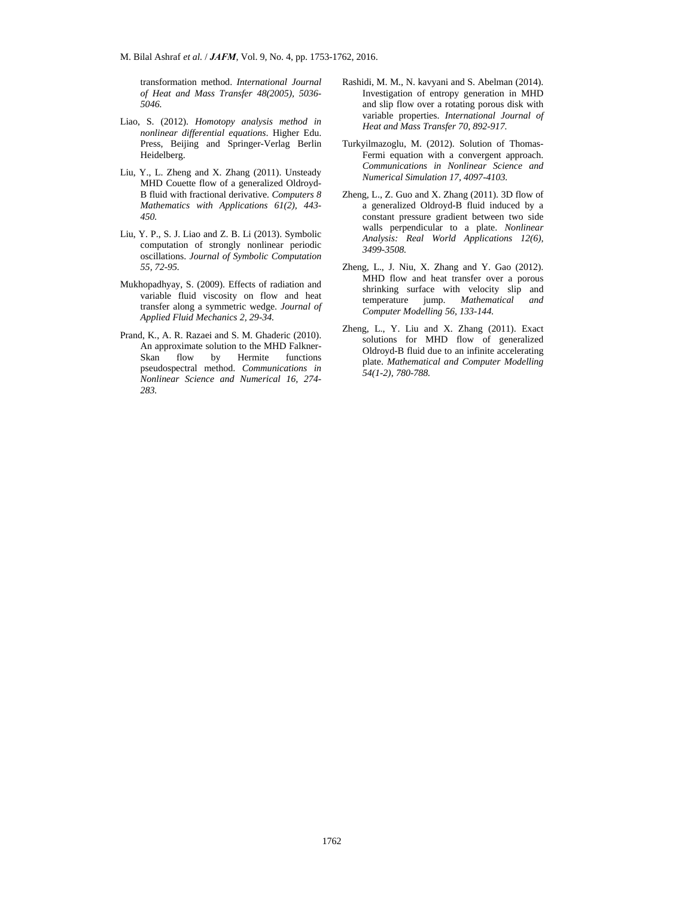transformation method. *International Journal of Heat and Mass Transfer 48(2005), 5036-5046.*

Liao, S. (2012). *Homotopy analysis method in nonlinear differential equations*. Higher Edu. Press, Beijing and Springer-Verlag Berlin Heidelberg.

Liu, Y., L. Zheng and X. Zhang (2011). Unsteady MHD Couette flow of a generalized Oldroyd-B fluid with fractional derivative. *Computers 8 Mathematics with Applications 61(2), 443-450.*

Liu, Y. P., S. J. Liao and Z. B. Li (2013). Symbolic computation of strongly nonlinear periodic oscillations. *Journal of Symbolic Computation 55, 72-95.*

Mukhopadhyay, S. (2009). Effects of radiation and variable fluid viscosity on flow and heat transfer along a symmetric wedge. *Journal of Applied Fluid Mechanics 2, 29-34.*

Prand, K., A. R. Razaei and S. M. Ghaderic (2010). An approximate solution to the MHD Falkner-Skan flow by Hermite functions pseudospectral method. *Communications in Nonlinear Science and Numerical 16, 274-283.*

Rashidi, M. M., N. kavyani and S. Abelman (2014). Investigation of entropy generation in MHD and slip flow over a rotating porous disk with variable properties. *International Journal of Heat and Mass Transfer 70, 892-917.*

Turkyilmazoglu, M. (2012). Solution of Thomas-Fermi equation with a convergent approach. *Communications in Nonlinear Science and Numerical Simulation 17, 4097-4103.*

Zheng, L., Z. Guo and X. Zhang (2011). 3D flow of a generalized Oldroyd-B fluid induced by a constant pressure gradient between two side walls perpendicular to a plate. *Nonlinear Analysis: Real World Applications 12(6), 3499-3508.*

Zheng, L., J. Niu, X. Zhang and Y. Gao (2012). MHD flow and heat transfer over a porous shrinking surface with velocity slip and temperature jump. *Mathematical and Computer Modelling 56, 133-144.*

Zheng, L., Y. Liu and X. Zhang (2011). Exact solutions for MHD flow of generalized Oldroyd-B fluid due to an infinite accelerating plate. *Mathematical and Computer Modelling 54(1-2), 780-788.*